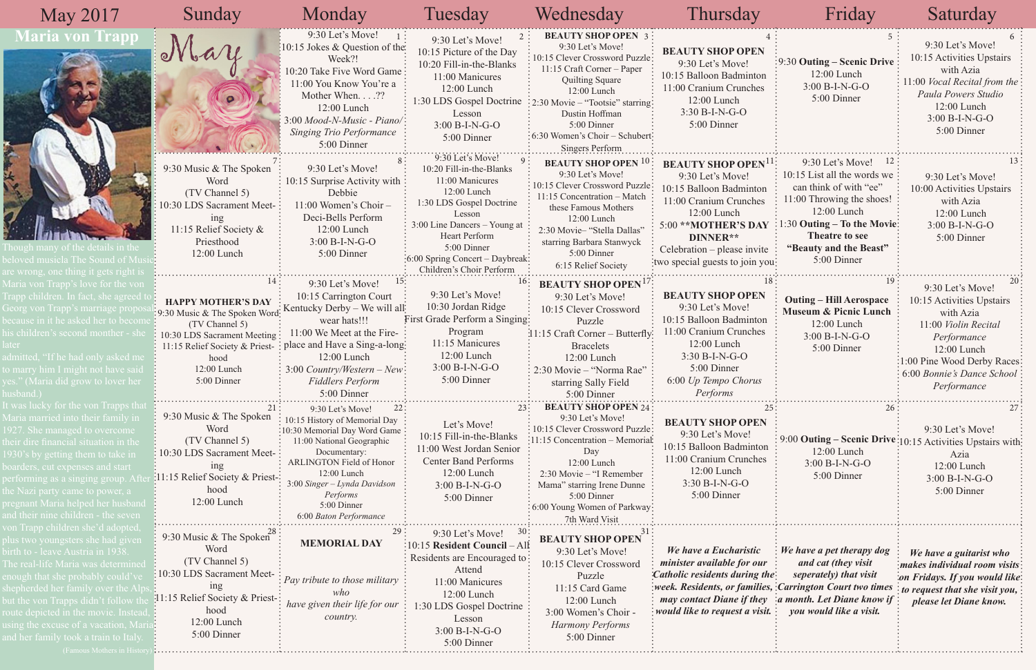# May 2017

## Maria von Trapp

Though many of the details in the beloved musicla The Sound of Music are wrong, one thing it gets right is Maria von Trapp's love for the von Trapp children. In fact, she agreed to Georg von Trapp's marriage proposal because in it he asked her to become his children's second monther - she later admitted, "If he had only asked me to marry him I might not have said yes." (Maria did grow to lover her husband.)

It was lucky for the von Trapps that Maria married into their family in 1927. She managed to overcome their dire financial situation in the 1930's by getting them to take in boarders, cut expenses and start performing as a singing group. After the Nazi party came to power, a pregnant Maria helped her husband and their nine children - the seven von Trapp children she'd adopted, plus two youngsters she had given birth to - leave Austria in 1938. The real-life Maria was determined enough that she probably could've shepherded her family over the Alps, but the von Trapps didn't follow the route depicted in the movie. Instead, using the excuse of a vacation, Maria and her family took a train to Italy.

(Famous Mothers in History)

| Sunday | Monday | Tuesday | Wednesday | Thursday | Friday | Saturday |
|---|---|---|---|---|---|---|
| May | **1** 9:30 Let's Move! 10:15 Jokes & Question of the Week?! 10:20 Take Five Word Game 11:00 You Know You're a Mother When. . . .?? 12:00 Lunch 3:00 *Mood-N-Music - Piano/ Singing Trio Performance* 5:00 Dinner | **2** 9:30 Let's Move! 10:15 Picture of the Day 10:20 Fill-in-the-Blanks 11:00 Manicures 12:00 Lunch 1:30 LDS Gospel Doctrine Lesson 3:00 B-I-N-G-O 5:00 Dinner | **3** **BEAUTY SHOP OPEN** 9:30 Let's Move! 10:15 Clever Crossword Puzzle 11:15 Craft Corner – Paper Quilting Square 12:00 Lunch 2:30 Movie – "Tootsie" starring Dustin Hoffman 5:00 Dinner 6:30 Women's Choir – Schubert Singers Perform | **4** **BEAUTY SHOP OPEN** 9:30 Let's Move! 10:15 Balloon Badminton 11:00 Cranium Crunches 12:00 Lunch 3:30 B-I-N-G-O 5:00 Dinner | **5** 9:30 **Outing – Scenic Drive** 12:00 Lunch 3:00 B-I-N-G-O 5:00 Dinner | **6** 9:30 Let's Move! 10:15 Activities Upstairs with Azia 11:00 *Vocal Recital from the Paula Powers Studio* 12:00 Lunch 3:00 B-I-N-G-O 5:00 Dinner |
| **7** 9:30 Music & The Spoken Word (TV Channel 5) 10:30 LDS Sacrament Meeting 11:15 Relief Society & Priesthood 12:00 Lunch | **8** 9:30 Let's Move! 10:15 Surprise Activity with Debbie 11:00 Women's Choir – Deci-Bells Perform 12:00 Lunch 3:00 B-I-N-G-O 5:00 Dinner | **9** 9:30 Let's Move! 10:20 Fill-in-the-Blanks 11:00 Manicures 12:00 Lunch 1:30 LDS Gospel Doctrine Lesson 3:00 Line Dancers – Young at Heart Perform 5:00 Dinner 6:00 Spring Concert – Daybreak Children's Choir Perform | **10** **BEAUTY SHOP OPEN** 9:30 Let's Move! 10:15 Clever Crossword Puzzle 11:15 Concentration – Match these Famous Mothers 12:00 Lunch 2:30 Movie– "Stella Dallas" starring Barbara Stanwyck 5:00 Dinner 6:15 Relief Society | **11** **BEAUTY SHOP OPEN** 9:30 Let's Move! 10:15 Balloon Badminton 11:00 Cranium Crunches 12:00 Lunch 5:00 **\*\*MOTHER'S DAY DINNER\*\*** Celebration – please invite two special guests to join you | **12** 9:30 Let's Move! 10:15 List all the words we can think of with "ee" 11:00 Throwing the shoes! 12:00 Lunch 1:30 **Outing – To the Movie Theatre to see "Beauty and the Beast"** 5:00 Dinner | **13** 9:30 Let's Move! 10:00 Activities Upstairs with Azia 12:00 Lunch 3:00 B-I-N-G-O 5:00 Dinner |
| **14** **HAPPY MOTHER'S DAY** 9:30 Music & The Spoken Word (TV Channel 5) 10:30 LDS Sacrament Meeting 11:15 Relief Society & Priesthood 12:00 Lunch 5:00 Dinner | **15** 9:30 Let's Move! 10:15 Carrington Court Kentucky Derby – We will all wear hats!!! 11:00 We Meet at the Fire-place and Have a Sing-a-long 12:00 Lunch 3:00 *Country/Western – New Fiddlers Perform* 5:00 Dinner | **16** 9:30 Let's Move! 10:30 Jordan Ridge First Grade Perform a Singing Program 11:15 Manicures 12:00 Lunch 3:00 B-I-N-G-O 5:00 Dinner | **17** **BEAUTY SHOP OPEN** 9:30 Let's Move! 10:15 Clever Crossword Puzzle 11:15 Craft Corner – Butterfly Bracelets 12:00 Lunch 2:30 Movie – "Norma Rae" starring Sally Field 5:00 Dinner | **18** **BEAUTY SHOP OPEN** 9:30 Let's Move! 10:15 Balloon Badminton 11:00 Cranium Crunches 12:00 Lunch 3:30 B-I-N-G-O 5:00 Dinner 6:00 *Up Tempo Chorus Performs* | **19** **Outing – Hill Aerospace Museum & Picnic Lunch** 12:00 Lunch 3:00 B-I-N-G-O 5:00 Dinner | **20** 9:30 Let's Move! 10:15 Activities Upstairs with Azia 11:00 *Violin Recital Performance* 12:00 Lunch 1:00 Pine Wood Derby Races 6:00 *Bonnie's Dance School Performance* |
| **21** 9:30 Music & The Spoken Word (TV Channel 5) 10:30 LDS Sacrament Meeting 11:15 Relief Society & Priesthood 12:00 Lunch | **22** 9:30 Let's Move! 10:15 History of Memorial Day 10:30 Memorial Day Word Game 11:00 National Geographic Documentary: ARLINGTON Field of Honor 12:00 Lunch 3:00 *Singer – Lynda Davidson Performs* 5:00 Dinner 6:00 *Baton Performance* | **23** Let's Move! 10:15 Fill-in-the-Blanks 11:00 West Jordan Senior Center Band Performs 12:00 Lunch 3:00 B-I-N-G-O 5:00 Dinner | **24** **BEAUTY SHOP OPEN** 9:30 Let's Move! 10:15 Clever Crossword Puzzle 11:15 Concentration – Memorial Day 12:00 Lunch 2:30 Movie – "I Remember Mama" starring Irene Dunne 5:00 Dinner 6:00 Young Women of Parkway 7th Ward Visit | **25** **BEAUTY SHOP OPEN** 9:30 Let's Move! 10:15 Balloon Badminton 11:00 Cranium Crunches 12:00 Lunch 3:30 B-I-N-G-O 5:00 Dinner | **26** 9:00 **Outing – Scenic Drive** 12:00 Lunch 3:00 B-I-N-G-O 5:00 Dinner | **27** 9:30 Let's Move! 10:15 Activities Upstairs with Azia 12:00 Lunch 3:00 B-I-N-G-O 5:00 Dinner |
| **28** 9:30 Music & The Spoken Word (TV Channel 5) 10:30 LDS Sacrament Meeting 11:15 Relief Society & Priesthood 12:00 Lunch 5:00 Dinner | **29** **MEMORIAL DAY** *Pay tribute to those military who have given their life for our country.* | **30** 9:30 Let's Move! 10:15 **Resident Council** – All Residents are Encouraged to Attend 11:00 Manicures 12:00 Lunch 1:30 LDS Gospel Doctrine Lesson 3:00 B-I-N-G-O 5:00 Dinner | **31** **BEAUTY SHOP OPEN** 9:30 Let's Move! 10:15 Clever Crossword Puzzle 11:15 Card Game 12:00 Lunch 3:00 Women's Choir - *Harmony Performs* 5:00 Dinner | ***We have a Eucharistic minister available for our Catholic residents during the week. Residents, or families, may contact Diane if they would like to request a visit.*** | ***We have a pet therapy dog and cat (they visit seperately) that visit Carrington Court two times a month. Let Diane know if you would like a visit.*** | ***We have a guitarist who makes individual room visits on Fridays. If you would like to request that she visit you, please let Diane know.*** |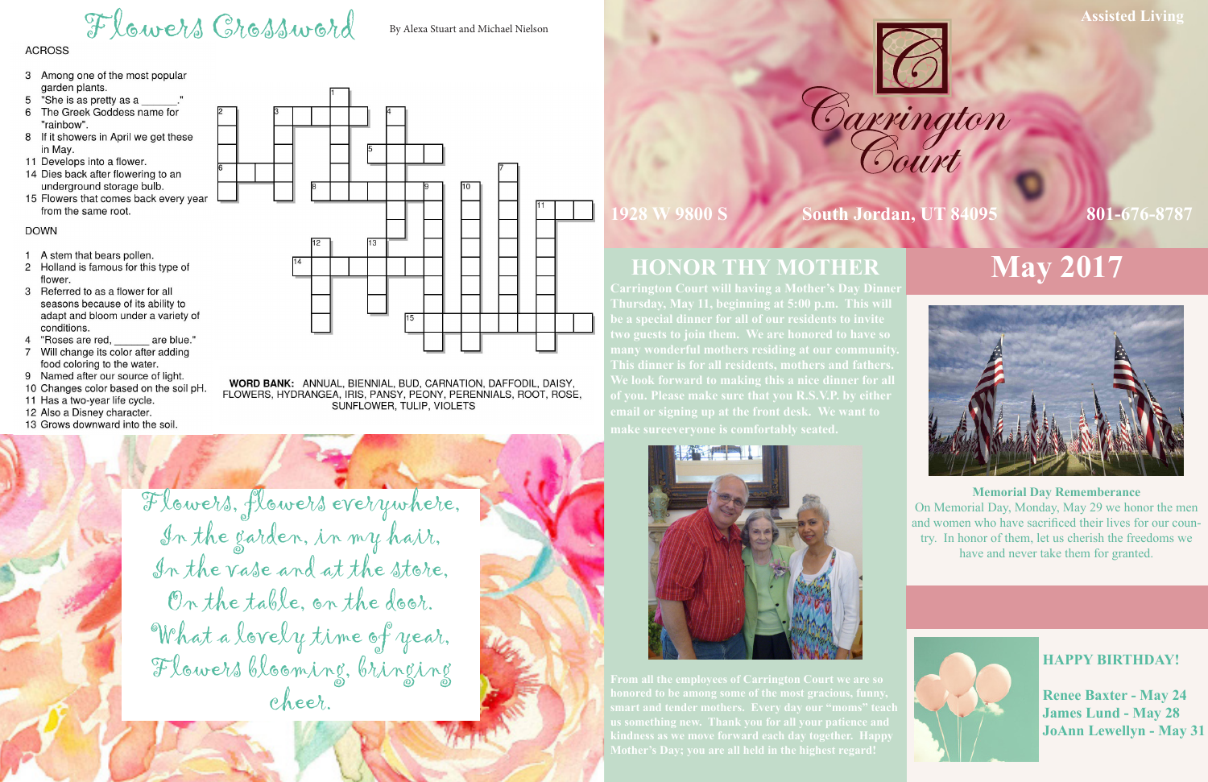# Flowers Crossword

By Alexa Stuart and Michael Nielson

**ACROSS**

3 Among one of the most popular garden plants.
5 "She is as pretty as a ______."
6 The Greek Goddess name for "rainbow".
8 If it showers in April we get these in May.
11 Develops into a flower.
14 Dies back after flowering to an underground storage bulb.
15 Flowers that comes back every year from the same root.

**DOWN**

1 A stem that bears pollen.
2 Holland is famous for this type of flower.
3 Referred to as a flower for all seasons because of its ability to adapt and bloom under a variety of conditions.
4 "Roses are red, ______ are blue."
7 Will change its color after adding food coloring to the water.
9 Named after our source of light.
10 Changes color based on the soil pH.
11 Has a two-year life cycle.
12 Also a Disney character.
13 Grows downward into the soil.

**WORD BANK:** ANNUAL, BIENNIAL, BUD, CARNATION, DAFFODIL, DAISY, FLOWERS, HYDRANGEA, IRIS, PANSY, PEONY, PERENNIALS, ROOT, ROSE, SUNFLOWER, TULIP, VIOLETS

*Flowers, flowers everywhere,*
*In the garden, in my hair,*
*In the vase and at the store,*
*On the table, on the door.*
*What a lovely time of year,*
*Flowers blooming, bringing cheer.*

Assisted Living

# Carrington Court

1928 W 9800 S South Jordan, UT 84095 801-676-8787

# May 2017

## HONOR THY MOTHER

Carrington Court will having a Mother's Day Dinner Thursday, May 11, beginning at 5:00 p.m. This will be a special dinner for all of our residents to invite two guests to join them. We are honored to have so many wonderful mothers residing at our community. This dinner is for all residents, mothers and fathers. We look forward to making this a nice dinner for all of you. Please make sure that you R.S.V.P. by either email or signing up at the front desk. We want to make sureeveryone is comfortably seated.

From all the employees of Carrington Court we are so honored to be among some of the most gracious, funny, smart and tender mothers. Every day our "moms" teach us something new. Thank you for all your patience and kindness as we move forward each day together. Happy Mother's Day; you are all held in the highest regard!

**Memorial Day Rememberance**

On Memorial Day, Monday, May 29 we honor the men and women who have sacrificed their lives for our country. In honor of them, let us cherish the freedoms we have and never take them for granted.

## HAPPY BIRTHDAY!

Renee Baxter - May 24
James Lund - May 28
JoAnn Lewellyn - May 31